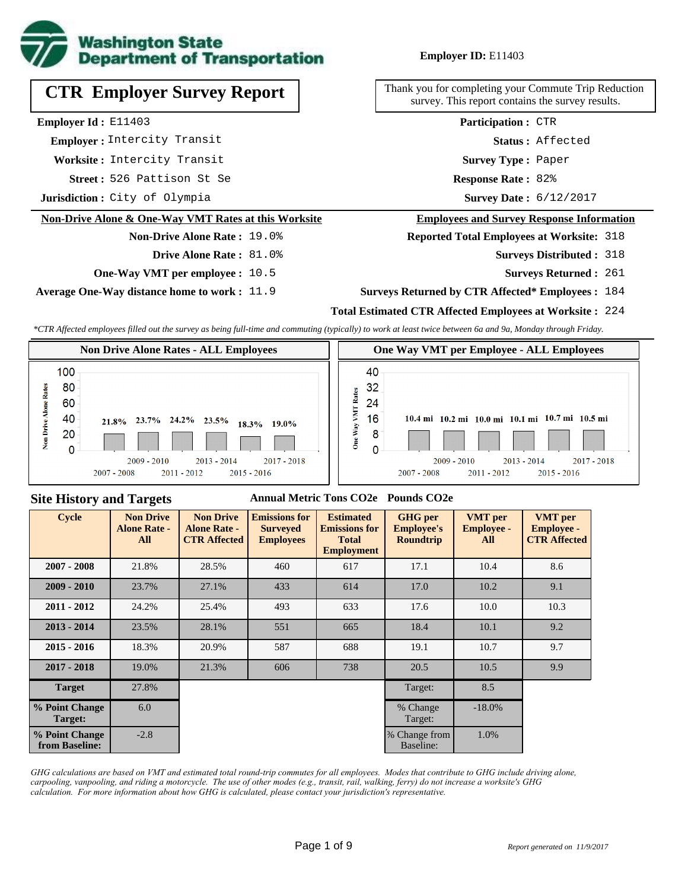Washington State Department of Transportation

**Employer ID:** E11403

# CTR Employer Survey Report

Thank you for completing your Commute Trip Reduction survey. This report contains the survey results.

**Employer Id :** E11403
**Employer :** Intercity Transit
**Worksite :** Intercity Transit
**Street :** 526 Pattison St Se
**Jurisdiction :** City of Olympia

**Participation :** CTR
**Status :** Affected
**Survey Type :** Paper
**Response Rate :** 82%
**Survey Date :** 6/12/2017

## Non-Drive Alone & One-Way VMT Rates at this Worksite

**Non-Drive Alone Rate :** 19.0%
**Drive Alone Rate :** 81.0%
**One-Way VMT per employee :** 10.5
**Average One-Way distance home to work :** 11.9

## Employees and Survey Response Information

**Reported Total Employees at Worksite:** 318
**Surveys Distributed :** 318
**Surveys Returned :** 261
**Surveys Returned by CTR Affected* Employees :** 184
**Total Estimated CTR Affected Employees at Worksite :** 224

*CTR Affected employees filled out the survey as being full-time and commuting (typically) to work at least twice between 6a and 9a, Monday through Friday.*

**Non Drive Alone Rates - ALL Employees**

Non Drive Alone Rates
100
80
60
40
20
0
21.8% 23.7% 24.2% 23.5% 18.3% 19.0%
2007 - 2008
2009 - 2010
2011 - 2012
2013 - 2014
2015 - 2016
2017 - 2018

**One Way VMT per Employee - ALL Employees**

One Way VMT Rates
40
32
24
16
8
0
10.4 mi 10.2 mi 10.0 mi 10.1 mi 10.7 mi 10.5 mi
2007 - 2008
2009 - 2010
2011 - 2012
2013 - 2014
2015 - 2016
2017 - 2018

## Site History and Targets

Annual Metric Tons CO2e   Pounds CO2e

| Cycle | Non Drive Alone Rate - All | Non Drive Alone Rate - CTR Affected | Emissions for Surveyed Employees | Estimated Emissions for Total Employment | GHG per Employee's Roundtrip | VMT per Employee - All | VMT per Employee - CTR Affected |
|---|---|---|---|---|---|---|---|
| 2007 - 2008 | 21.8% | 28.5% | 460 | 617 | 17.1 | 10.4 | 8.6 |
| 2009 - 2010 | 23.7% | 27.1% | 433 | 614 | 17.0 | 10.2 | 9.1 |
| 2011 - 2012 | 24.2% | 25.4% | 493 | 633 | 17.6 | 10.0 | 10.3 |
| 2013 - 2014 | 23.5% | 28.1% | 551 | 665 | 18.4 | 10.1 | 9.2 |
| 2015 - 2016 | 18.3% | 20.9% | 587 | 688 | 19.1 | 10.7 | 9.7 |
| 2017 - 2018 | 19.0% | 21.3% | 606 | 738 | 20.5 | 10.5 | 9.9 |
| Target | 27.8% | | | | Target: | 8.5 | |
| % Point Change Target: | 6.0 | | | | % Change Target: | -18.0% | |
| % Point Change from Baseline: | -2.8 | | | | % Change from Baseline: | 1.0% | |

*GHG calculations are based on VMT and estimated total round-trip commutes for all employees. Modes that contribute to GHG include driving alone, carpooling, vanpooling, and riding a motorcycle. The use of other modes (e.g., transit, rail, walking, ferry) do not increase a worksite's GHG calculation. For more information about how GHG is calculated, please contact your jurisdiction's representative.*

*Report generated on 11/9/2017*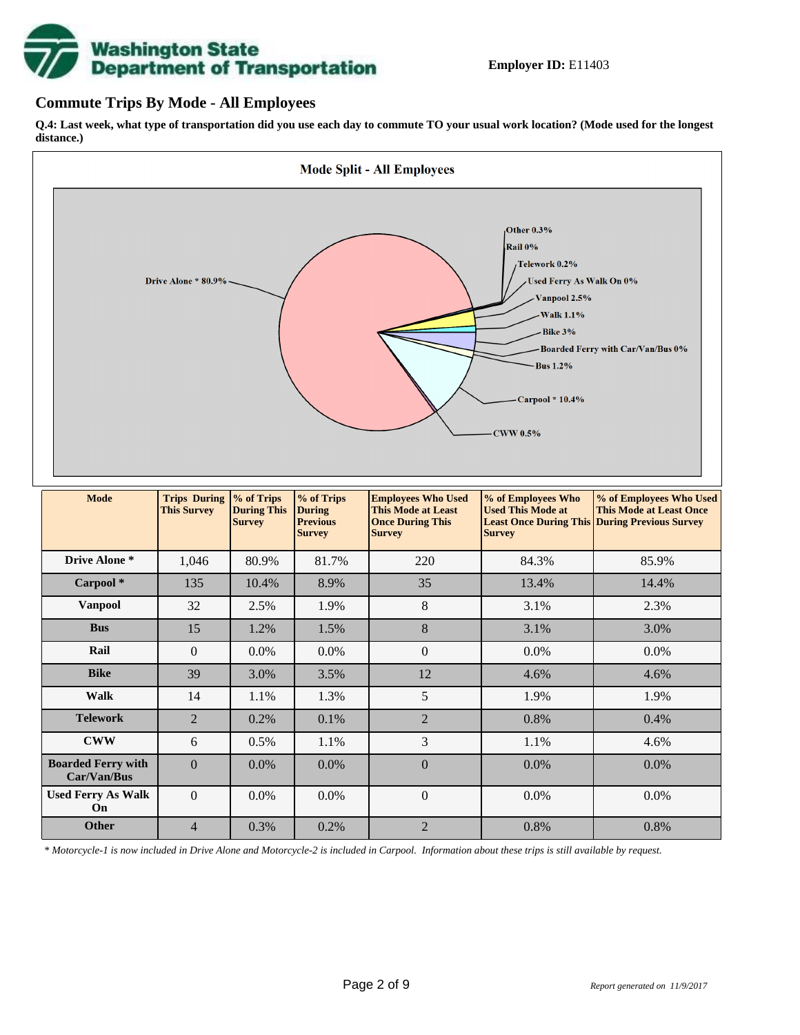**Employer ID:** E11403

## Commute Trips By Mode - All Employees

**Q.4: Last week, what type of transportation did you use each day to commute TO your usual work location? (Mode used for the longest distance.)**

| Mode | Trips During This Survey | % of Trips During This Survey | % of Trips During Previous Survey | Employees Who Used This Mode at Least Once During This Survey | % of Employees Who Used This Mode at Least Once During This Survey | % of Employees Who Used This Mode at Least Once During Previous Survey |
|---|---|---|---|---|---|---|
| Drive Alone * | 1,046 | 80.9% | 81.7% | 220 | 84.3% | 85.9% |
| Carpool * | 135 | 10.4% | 8.9% | 35 | 13.4% | 14.4% |
| Vanpool | 32 | 2.5% | 1.9% | 8 | 3.1% | 2.3% |
| Bus | 15 | 1.2% | 1.5% | 8 | 3.1% | 3.0% |
| Rail | 0 | 0.0% | 0.0% | 0 | 0.0% | 0.0% |
| Bike | 39 | 3.0% | 3.5% | 12 | 4.6% | 4.6% |
| Walk | 14 | 1.1% | 1.3% | 5 | 1.9% | 1.9% |
| Telework | 2 | 0.2% | 0.1% | 2 | 0.8% | 0.4% |
| CWW | 6 | 0.5% | 1.1% | 3 | 1.1% | 4.6% |
| Boarded Ferry with Car/Van/Bus | 0 | 0.0% | 0.0% | 0 | 0.0% | 0.0% |
| Used Ferry As Walk On | 0 | 0.0% | 0.0% | 0 | 0.0% | 0.0% |
| Other | 4 | 0.3% | 0.2% | 2 | 0.8% | 0.8% |

*\* Motorcycle-1 is now included in Drive Alone and Motorcycle-2 is included in Carpool. Information about these trips is still available by request.*

*Report generated on 11/9/2017*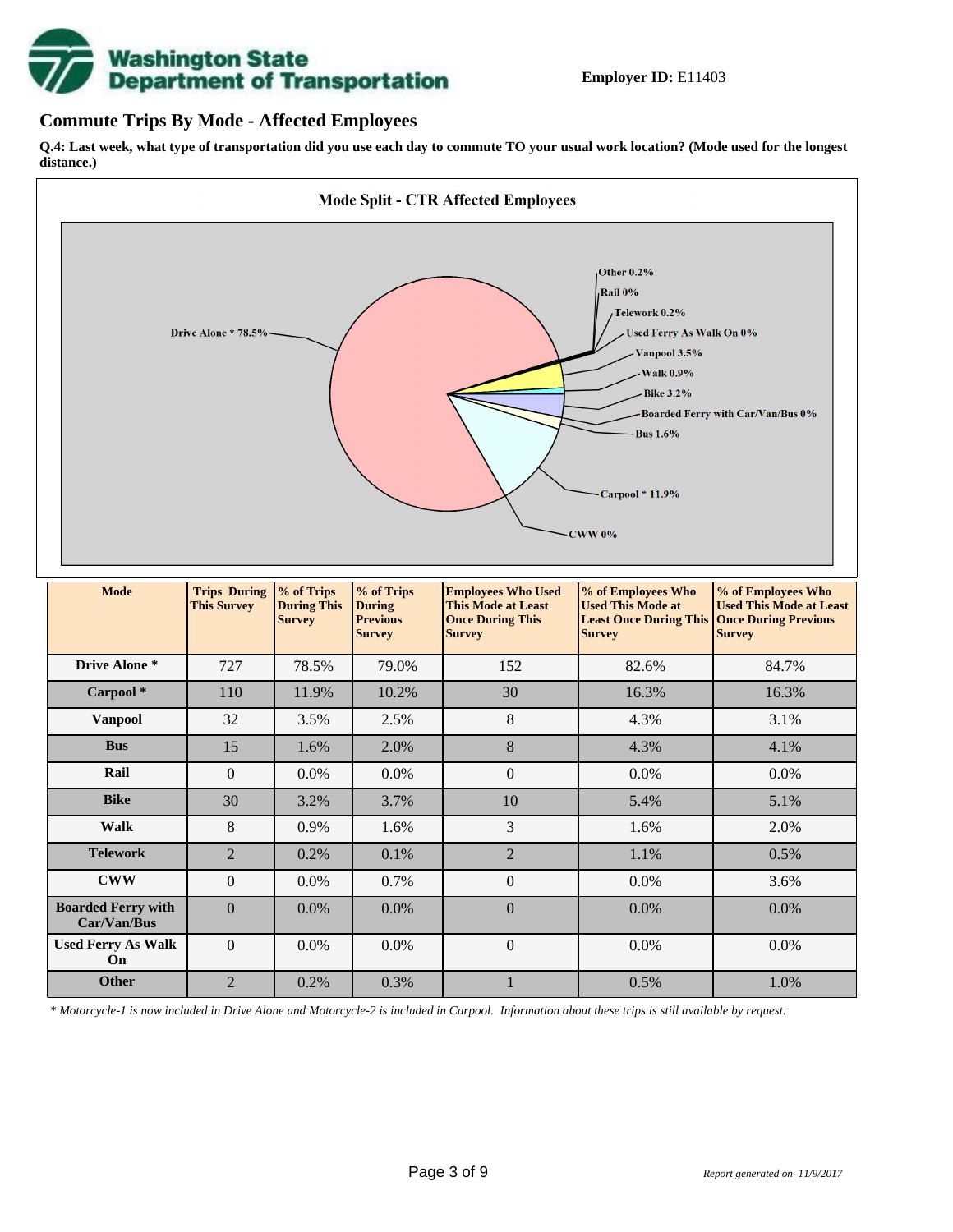**Employer ID:** E11403

## Commute Trips By Mode - Affected Employees

**Q.4: Last week, what type of transportation did you use each day to commute TO your usual work location? (Mode used for the longest distance.)**

Mode Split - CTR Affected Employees

Other 0.2%
Rail 0%
Telework 0.2%
Used Ferry As Walk On 0%
Vanpool 3.5%
Walk 0.9%
Bike 3.2%
Boarded Ferry with Car/Van/Bus 0%
Bus 1.6%
Carpool * 11.9%
CWW 0%
Drive Alone * 78.5%

| Mode | Trips During This Survey | % of Trips During This Survey | % of Trips During Previous Survey | Employees Who Used This Mode at Least Once During This Survey | % of Employees Who Used This Mode at Least Once During This Survey | % of Employees Who Used This Mode at Least Once During Previous Survey |
|---|---|---|---|---|---|---|
| **Drive Alone *** | 727 | 78.5% | 79.0% | 152 | 82.6% | 84.7% |
| **Carpool *** | 110 | 11.9% | 10.2% | 30 | 16.3% | 16.3% |
| **Vanpool** | 32 | 3.5% | 2.5% | 8 | 4.3% | 3.1% |
| **Bus** | 15 | 1.6% | 2.0% | 8 | 4.3% | 4.1% |
| **Rail** | 0 | 0.0% | 0.0% | 0 | 0.0% | 0.0% |
| **Bike** | 30 | 3.2% | 3.7% | 10 | 5.4% | 5.1% |
| **Walk** | 8 | 0.9% | 1.6% | 3 | 1.6% | 2.0% |
| **Telework** | 2 | 0.2% | 0.1% | 2 | 1.1% | 0.5% |
| **CWW** | 0 | 0.0% | 0.7% | 0 | 0.0% | 3.6% |
| **Boarded Ferry with Car/Van/Bus** | 0 | 0.0% | 0.0% | 0 | 0.0% | 0.0% |
| **Used Ferry As Walk On** | 0 | 0.0% | 0.0% | 0 | 0.0% | 0.0% |
| **Other** | 2 | 0.2% | 0.3% | 1 | 0.5% | 1.0% |

*\* Motorcycle-1 is now included in Drive Alone and Motorcycle-2 is included in Carpool. Information about these trips is still available by request.*

*Report generated on 11/9/2017*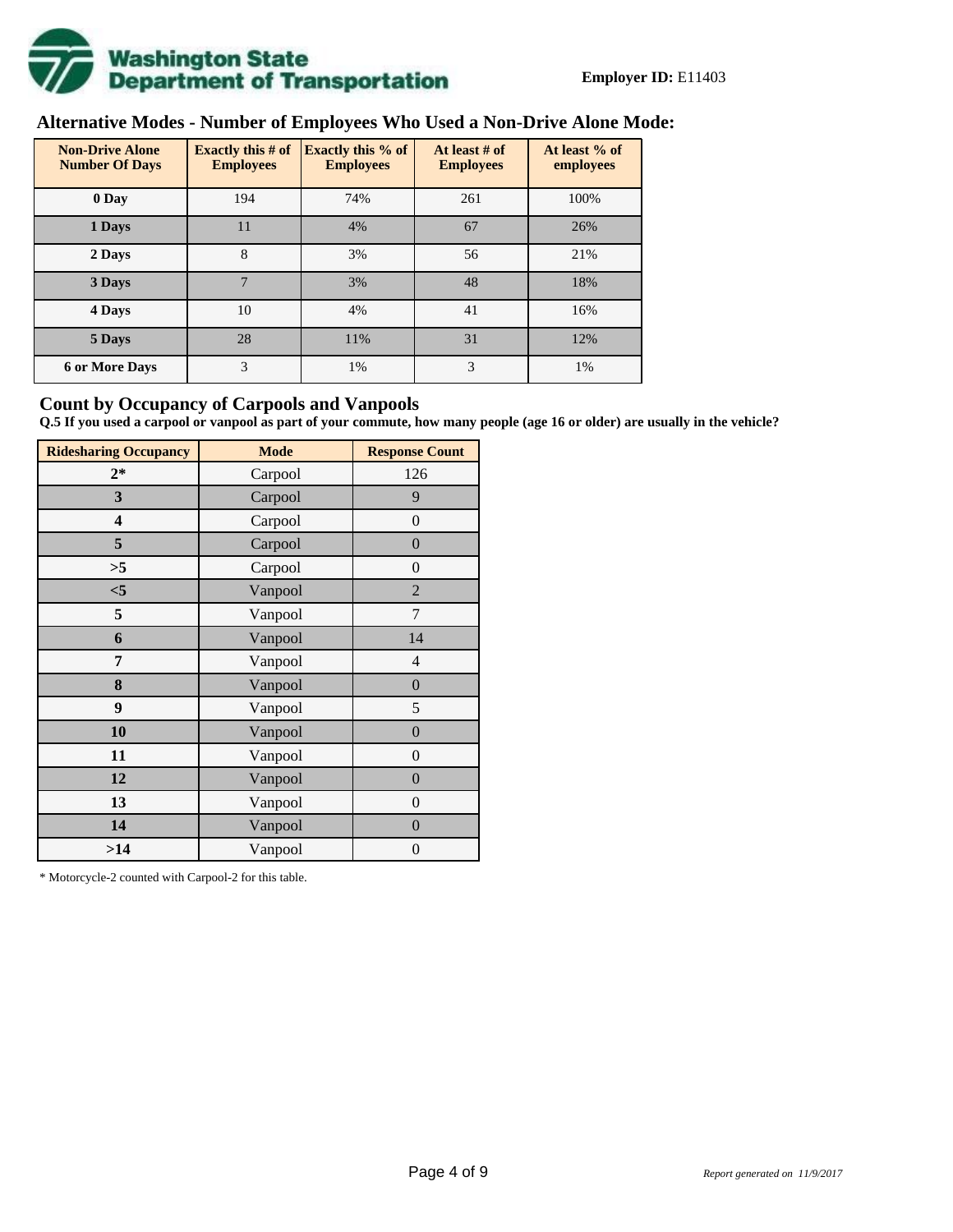**Employer ID:** E11403

## Alternative Modes - Number of Employees Who Used a Non-Drive Alone Mode:

| Non-Drive Alone Number Of Days | Exactly this # of Employees | Exactly this % of Employees | At least # of Employees | At least % of employees |
|---|---|---|---|---|
| **0 Day** | 194 | 74% | 261 | 100% |
| **1 Days** | 11 | 4% | 67 | 26% |
| **2 Days** | 8 | 3% | 56 | 21% |
| **3 Days** | 7 | 3% | 48 | 18% |
| **4 Days** | 10 | 4% | 41 | 16% |
| **5 Days** | 28 | 11% | 31 | 12% |
| **6 or More Days** | 3 | 1% | 3 | 1% |

## Count by Occupancy of Carpools and Vanpools

**Q.5 If you used a carpool or vanpool as part of your commute, how many people (age 16 or older) are usually in the vehicle?**

| Ridesharing Occupancy | Mode | Response Count |
|---|---|---|
| **2*** | Carpool | 126 |
| **3** | Carpool | 9 |
| **4** | Carpool | 0 |
| **5** | Carpool | 0 |
| **>5** | Carpool | 0 |
| **<5** | Vanpool | 2 |
| **5** | Vanpool | 7 |
| **6** | Vanpool | 14 |
| **7** | Vanpool | 4 |
| **8** | Vanpool | 0 |
| **9** | Vanpool | 5 |
| **10** | Vanpool | 0 |
| **11** | Vanpool | 0 |
| **12** | Vanpool | 0 |
| **13** | Vanpool | 0 |
| **14** | Vanpool | 0 |
| **>14** | Vanpool | 0 |

* Motorcycle-2 counted with Carpool-2 for this table.

*Report generated on 11/9/2017*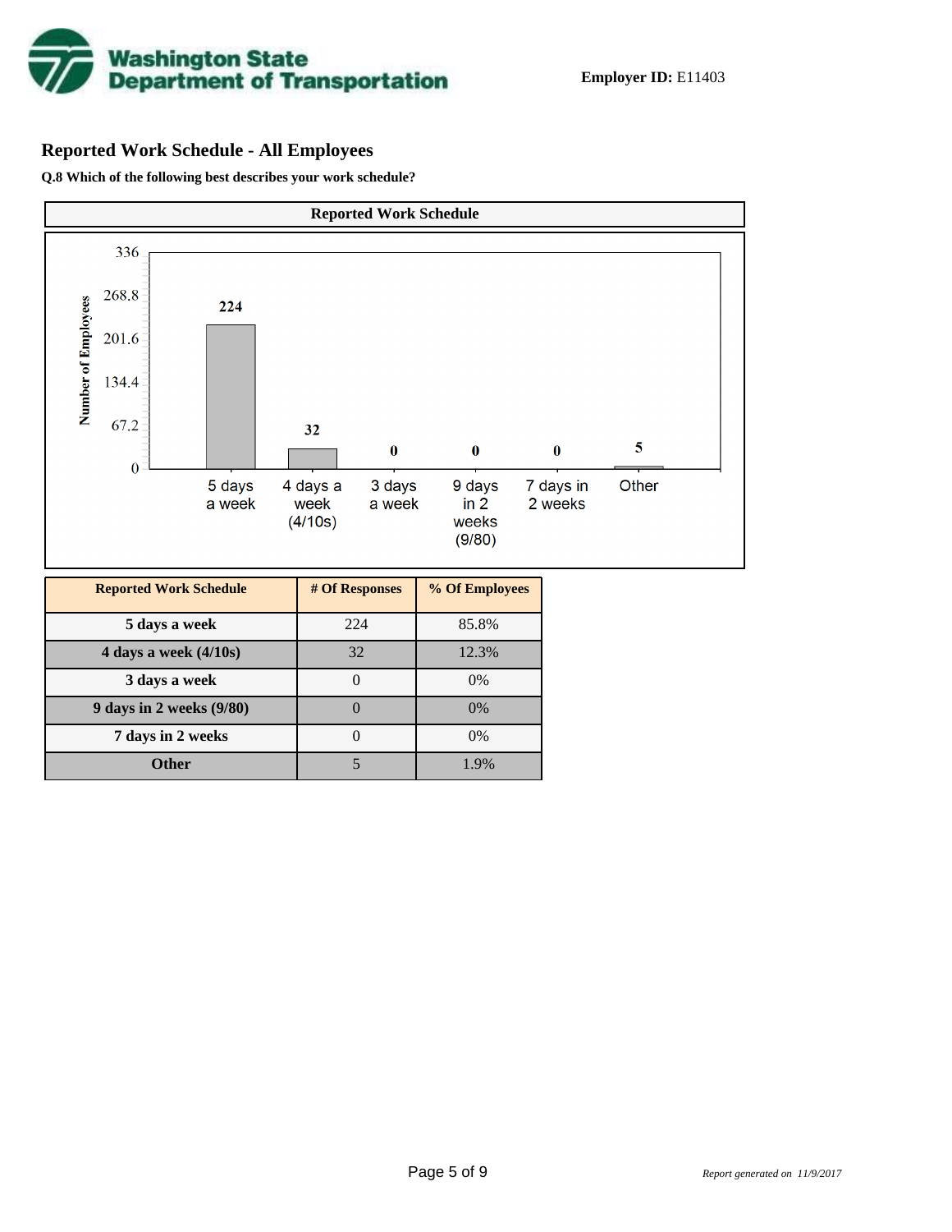Washington State Department of Transportation

**Employer ID:** E11403

## Reported Work Schedule - All Employees

**Q.8 Which of the following best describes your work schedule?**

Reported Work Schedule

Number of Employees

336
268.8
201.6
134.4
67.2
0

224
32
0
0
0
5

5 days a week
4 days a week (4/10s)
3 days a week
9 days in 2 weeks (9/80)
7 days in 2 weeks
Other

| Reported Work Schedule | # Of Responses | % Of Employees |
|---|---|---|
| 5 days a week | 224 | 85.8% |
| 4 days a week (4/10s) | 32 | 12.3% |
| 3 days a week | 0 | 0% |
| 9 days in 2 weeks (9/80) | 0 | 0% |
| 7 days in 2 weeks | 0 | 0% |
| Other | 5 | 1.9% |

*Report generated on 11/9/2017*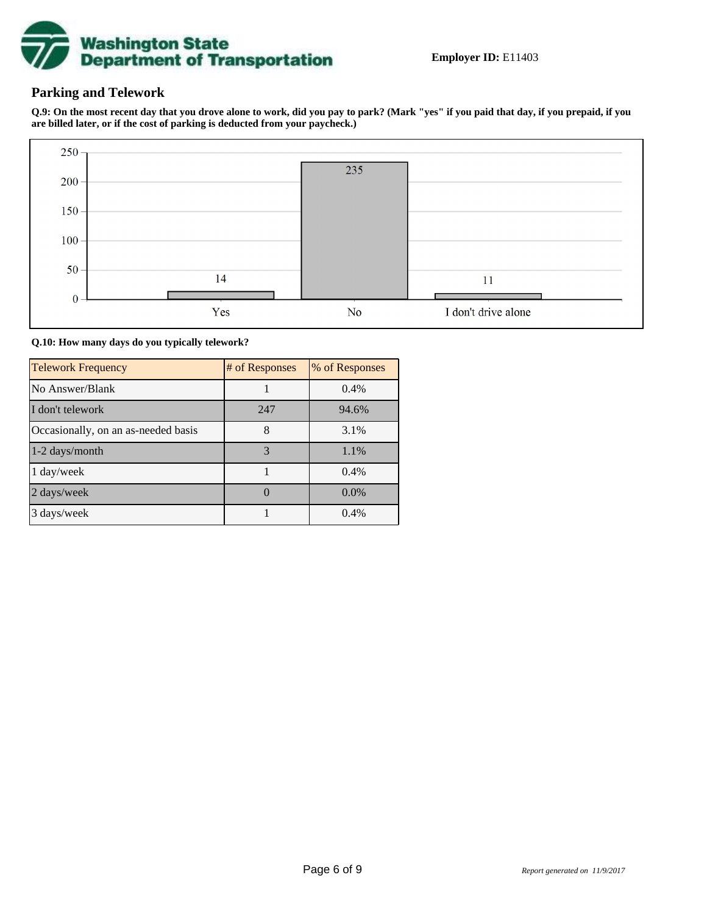**Employer ID:** E11403

## Parking and Telework

**Q.9: On the most recent day that you drove alone to work, did you pay to park? (Mark "yes" if you paid that day, if you prepaid, if you are billed later, or if the cost of parking is deducted from your paycheck.)**

250
200
150
100
50
0

14
235
11

Yes
No
I don't drive alone

**Q.10: How many days do you typically telework?**

| Telework Frequency | # of Responses | % of Responses |
|---|---|---|
| No Answer/Blank | 1 | 0.4% |
| I don't telework | 247 | 94.6% |
| Occasionally, on an as-needed basis | 8 | 3.1% |
| 1-2 days/month | 3 | 1.1% |
| 1 day/week | 1 | 0.4% |
| 2 days/week | 0 | 0.0% |
| 3 days/week | 1 | 0.4% |

*Report generated on 11/9/2017*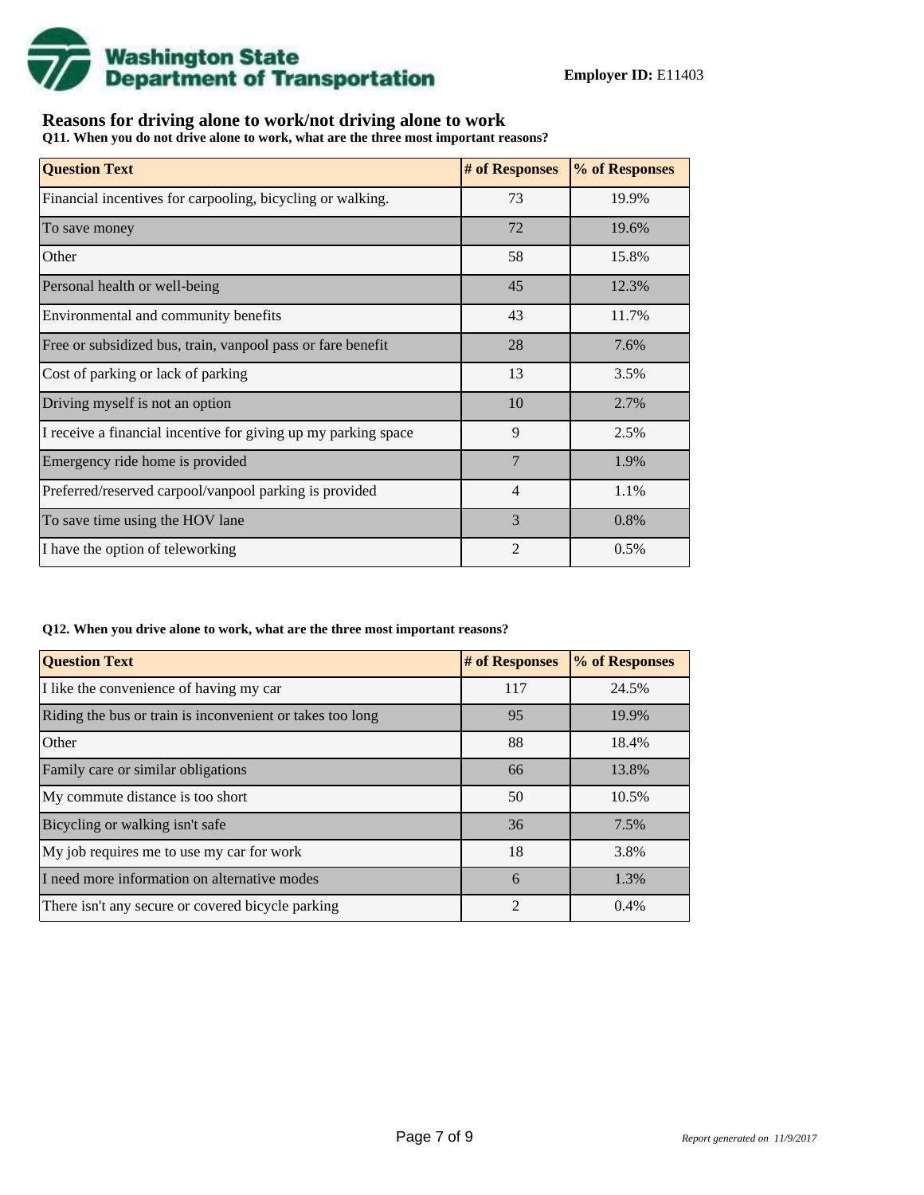**Employer ID:** E11403

## Reasons for driving alone to work/not driving alone to work

**Q11. When you do not drive alone to work, what are the three most important reasons?**

| Question Text | # of Responses | % of Responses |
|---|---|---|
| Financial incentives for carpooling, bicycling or walking. | 73 | 19.9% |
| To save money | 72 | 19.6% |
| Other | 58 | 15.8% |
| Personal health or well-being | 45 | 12.3% |
| Environmental and community benefits | 43 | 11.7% |
| Free or subsidized bus, train, vanpool pass or fare benefit | 28 | 7.6% |
| Cost of parking or lack of parking | 13 | 3.5% |
| Driving myself is not an option | 10 | 2.7% |
| I receive a financial incentive for giving up my parking space | 9 | 2.5% |
| Emergency ride home is provided | 7 | 1.9% |
| Preferred/reserved carpool/vanpool parking is provided | 4 | 1.1% |
| To save time using the HOV lane | 3 | 0.8% |
| I have the option of teleworking | 2 | 0.5% |

**Q12. When you drive alone to work, what are the three most important reasons?**

| Question Text | # of Responses | % of Responses |
|---|---|---|
| I like the convenience of having my car | 117 | 24.5% |
| Riding the bus or train is inconvenient or takes too long | 95 | 19.9% |
| Other | 88 | 18.4% |
| Family care or similar obligations | 66 | 13.8% |
| My commute distance is too short | 50 | 10.5% |
| Bicycling or walking isn't safe | 36 | 7.5% |
| My job requires me to use my car for work | 18 | 3.8% |
| I need more information on alternative modes | 6 | 1.3% |
| There isn't any secure or covered bicycle parking | 2 | 0.4% |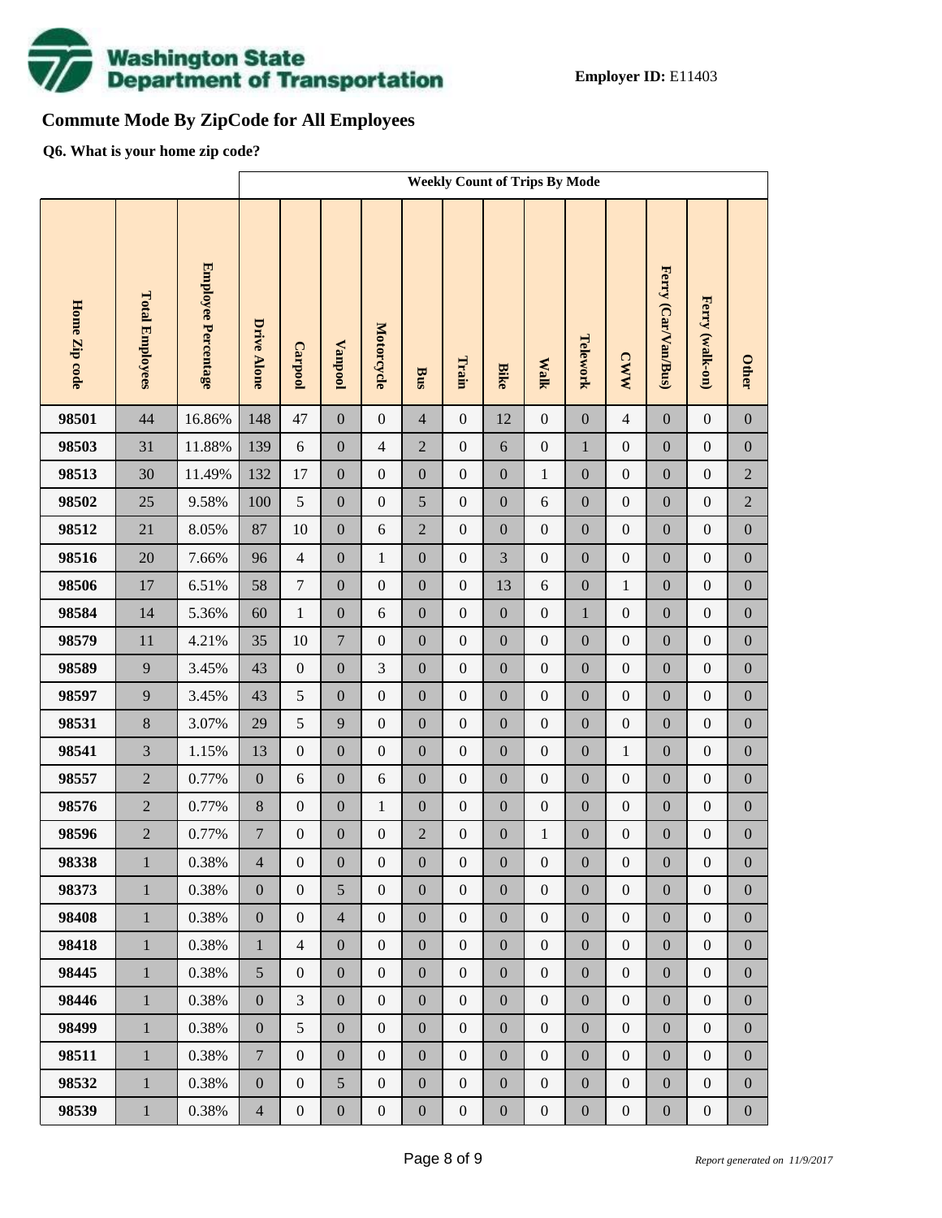**Employer ID:** E11403

## Commute Mode By ZipCode for All Employees

**Q6. What is your home zip code?**

| | | | Weekly Count of Trips By Mode | | | | | | | | | | | | |
|---|---|---|---|---|---|---|---|---|---|---|---|---|---|---|---|
| Home Zip code | Total Employees | Employee Percentage | Drive Alone | Carpool | Vanpool | Motorcycle | Bus | Train | Bike | Walk | Telework | CWW | Ferry (Car/Van/Bus) | Ferry (walk-on) | Other |
| 98501 | 44 | 16.86% | 148 | 47 | 0 | 0 | 4 | 0 | 12 | 0 | 0 | 4 | 0 | 0 | 0 |
| 98503 | 31 | 11.88% | 139 | 6 | 0 | 4 | 2 | 0 | 6 | 0 | 1 | 0 | 0 | 0 | 0 |
| 98513 | 30 | 11.49% | 132 | 17 | 0 | 0 | 0 | 0 | 0 | 1 | 0 | 0 | 0 | 0 | 2 |
| 98502 | 25 | 9.58% | 100 | 5 | 0 | 0 | 5 | 0 | 0 | 6 | 0 | 0 | 0 | 0 | 2 |
| 98512 | 21 | 8.05% | 87 | 10 | 0 | 6 | 2 | 0 | 0 | 0 | 0 | 0 | 0 | 0 | 0 |
| 98516 | 20 | 7.66% | 96 | 4 | 0 | 1 | 0 | 0 | 3 | 0 | 0 | 0 | 0 | 0 | 0 |
| 98506 | 17 | 6.51% | 58 | 7 | 0 | 0 | 0 | 0 | 13 | 6 | 0 | 1 | 0 | 0 | 0 |
| 98584 | 14 | 5.36% | 60 | 1 | 0 | 6 | 0 | 0 | 0 | 0 | 1 | 0 | 0 | 0 | 0 |
| 98579 | 11 | 4.21% | 35 | 10 | 7 | 0 | 0 | 0 | 0 | 0 | 0 | 0 | 0 | 0 | 0 |
| 98589 | 9 | 3.45% | 43 | 0 | 0 | 3 | 0 | 0 | 0 | 0 | 0 | 0 | 0 | 0 | 0 |
| 98597 | 9 | 3.45% | 43 | 5 | 0 | 0 | 0 | 0 | 0 | 0 | 0 | 0 | 0 | 0 | 0 |
| 98531 | 8 | 3.07% | 29 | 5 | 9 | 0 | 0 | 0 | 0 | 0 | 0 | 0 | 0 | 0 | 0 |
| 98541 | 3 | 1.15% | 13 | 0 | 0 | 0 | 0 | 0 | 0 | 0 | 0 | 1 | 0 | 0 | 0 |
| 98557 | 2 | 0.77% | 0 | 6 | 0 | 6 | 0 | 0 | 0 | 0 | 0 | 0 | 0 | 0 | 0 |
| 98576 | 2 | 0.77% | 8 | 0 | 0 | 1 | 0 | 0 | 0 | 0 | 0 | 0 | 0 | 0 | 0 |
| 98596 | 2 | 0.77% | 7 | 0 | 0 | 0 | 2 | 0 | 0 | 1 | 0 | 0 | 0 | 0 | 0 |
| 98338 | 1 | 0.38% | 4 | 0 | 0 | 0 | 0 | 0 | 0 | 0 | 0 | 0 | 0 | 0 | 0 |
| 98373 | 1 | 0.38% | 0 | 0 | 5 | 0 | 0 | 0 | 0 | 0 | 0 | 0 | 0 | 0 | 0 |
| 98408 | 1 | 0.38% | 0 | 0 | 4 | 0 | 0 | 0 | 0 | 0 | 0 | 0 | 0 | 0 | 0 |
| 98418 | 1 | 0.38% | 1 | 4 | 0 | 0 | 0 | 0 | 0 | 0 | 0 | 0 | 0 | 0 | 0 |
| 98445 | 1 | 0.38% | 5 | 0 | 0 | 0 | 0 | 0 | 0 | 0 | 0 | 0 | 0 | 0 | 0 |
| 98446 | 1 | 0.38% | 0 | 3 | 0 | 0 | 0 | 0 | 0 | 0 | 0 | 0 | 0 | 0 | 0 |
| 98499 | 1 | 0.38% | 0 | 5 | 0 | 0 | 0 | 0 | 0 | 0 | 0 | 0 | 0 | 0 | 0 |
| 98511 | 1 | 0.38% | 7 | 0 | 0 | 0 | 0 | 0 | 0 | 0 | 0 | 0 | 0 | 0 | 0 |
| 98532 | 1 | 0.38% | 0 | 0 | 5 | 0 | 0 | 0 | 0 | 0 | 0 | 0 | 0 | 0 | 0 |
| 98539 | 1 | 0.38% | 4 | 0 | 0 | 0 | 0 | 0 | 0 | 0 | 0 | 0 | 0 | 0 | 0 |

*Report generated on 11/9/2017*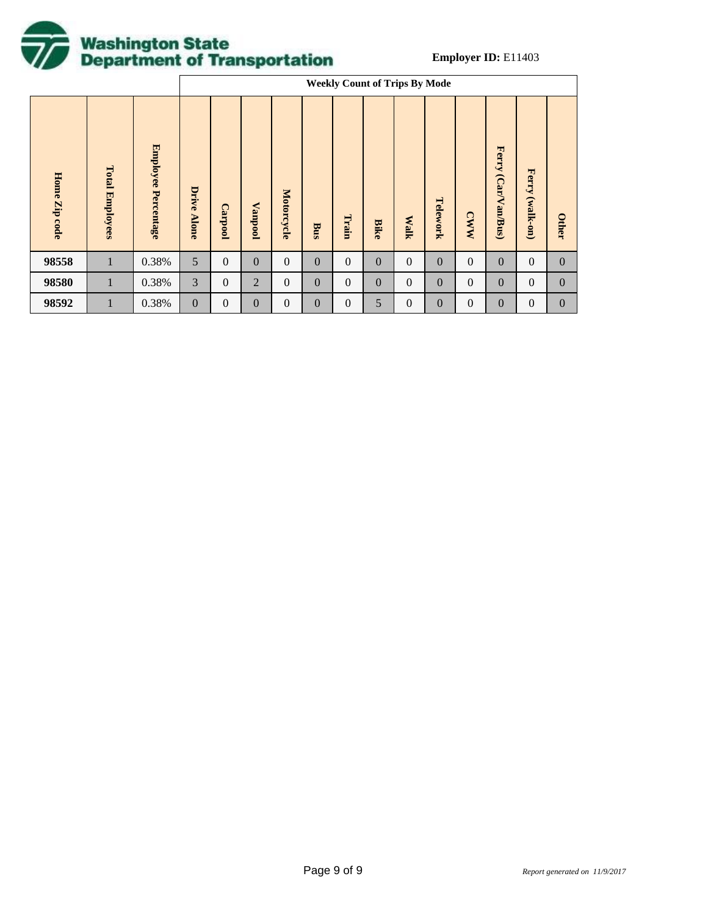# Washington State Department of Transportation

**Employer ID:** E11403

| | | | Weekly Count of Trips By Mode | | | | | | | | | | | | |
|---|---|---|---|---|---|---|---|---|---|---|---|---|---|---|---|
| **Home Zip code** | **Total Employees** | **Employee Percentage** | **Drive Alone** | **Carpool** | **Vanpool** | **Motorcycle** | **Bus** | **Train** | **Bike** | **Walk** | **Telework** | **CWW** | **Ferry (Car/Van/Bus)** | **Ferry (walk-on)** | **Other** |
| **98558** | 1 | 0.38% | 5 | 0 | 0 | 0 | 0 | 0 | 0 | 0 | 0 | 0 | 0 | 0 | 0 |
| **98580** | 1 | 0.38% | 3 | 0 | 2 | 0 | 0 | 0 | 0 | 0 | 0 | 0 | 0 | 0 | 0 |
| **98592** | 1 | 0.38% | 0 | 0 | 0 | 0 | 0 | 0 | 5 | 0 | 0 | 0 | 0 | 0 | 0 |

*Report generated on 11/9/2017*